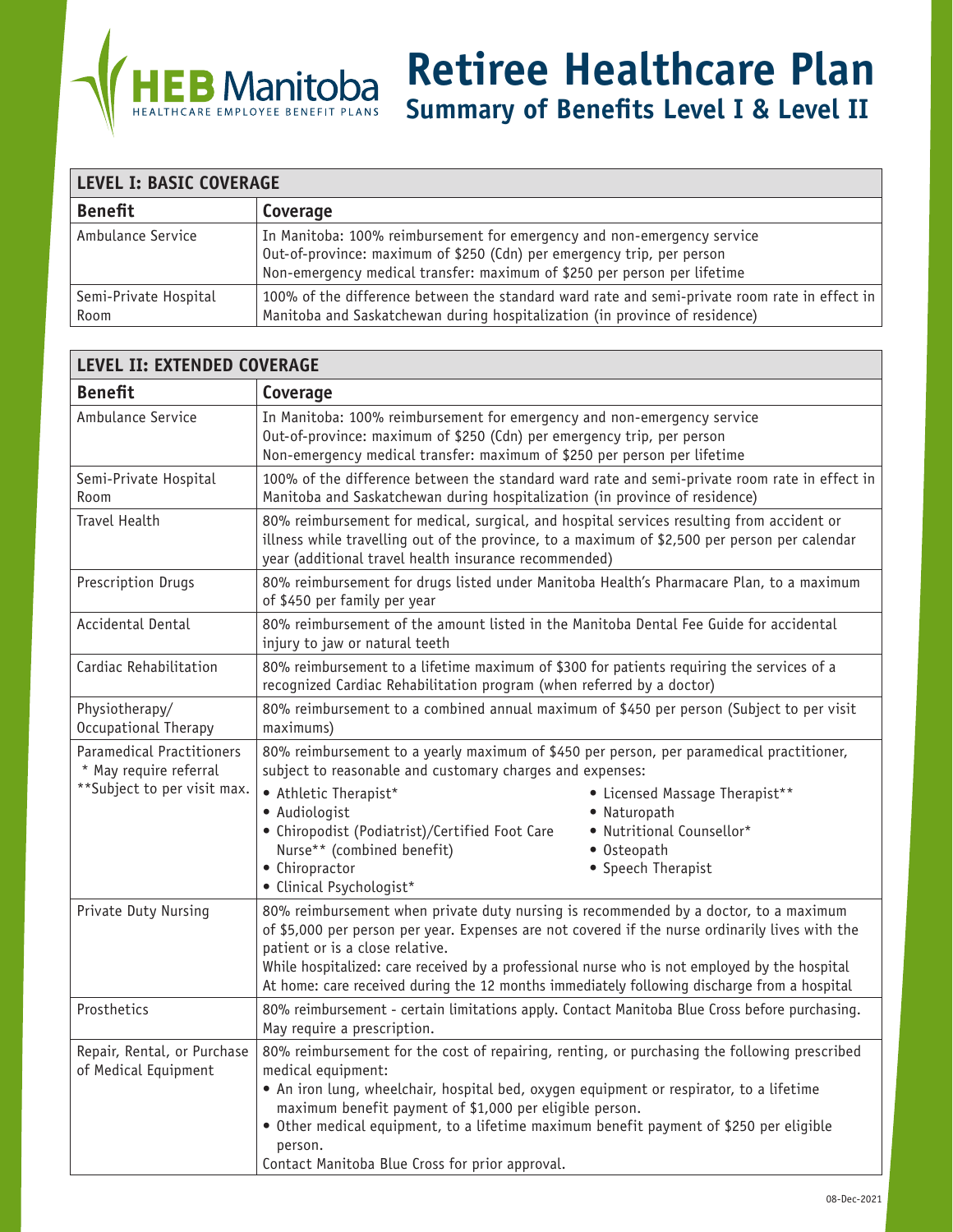HEB Manitoba
HEALTHCARE EMPLOYEE BENEFIT PLANS

# Retiree Healthcare Plan

## Summary of Benefits Level I & Level II

| LEVEL I: BASIC COVERAGE | |
|---|---|
| **Benefit** | **Coverage** |
| Ambulance Service | In Manitoba: 100% reimbursement for emergency and non-emergency service<br>Out-of-province: maximum of $250 (Cdn) per emergency trip, per person<br>Non-emergency medical transfer: maximum of $250 per person per lifetime |
| Semi-Private Hospital Room | 100% of the difference between the standard ward rate and semi-private room rate in effect in Manitoba and Saskatchewan during hospitalization (in province of residence) |

| LEVEL II: EXTENDED COVERAGE | |
|---|---|
| **Benefit** | **Coverage** |
| Ambulance Service | In Manitoba: 100% reimbursement for emergency and non-emergency service<br>Out-of-province: maximum of $250 (Cdn) per emergency trip, per person<br>Non-emergency medical transfer: maximum of $250 per person per lifetime |
| Semi-Private Hospital Room | 100% of the difference between the standard ward rate and semi-private room rate in effect in Manitoba and Saskatchewan during hospitalization (in province of residence) |
| Travel Health | 80% reimbursement for medical, surgical, and hospital services resulting from accident or illness while travelling out of the province, to a maximum of $2,500 per person per calendar year (additional travel health insurance recommended) |
| Prescription Drugs | 80% reimbursement for drugs listed under Manitoba Health's Pharmacare Plan, to a maximum of $450 per family per year |
| Accidental Dental | 80% reimbursement of the amount listed in the Manitoba Dental Fee Guide for accidental injury to jaw or natural teeth |
| Cardiac Rehabilitation | 80% reimbursement to a lifetime maximum of $300 for patients requiring the services of a recognized Cardiac Rehabilitation program (when referred by a doctor) |
| Physiotherapy/ Occupational Therapy | 80% reimbursement to a combined annual maximum of $450 per person (Subject to per visit maximums) |
| Paramedical Practitioners<br>* May require referral<br>**Subject to per visit max. | 80% reimbursement to a yearly maximum of $450 per person, per paramedical practitioner, subject to reasonable and customary charges and expenses:<br>• Athletic Therapist*<br>• Audiologist<br>• Chiropodist (Podiatrist)/Certified Foot Care Nurse** (combined benefit)<br>• Chiropractor<br>• Clinical Psychologist*<br>• Licensed Massage Therapist**<br>• Naturopath<br>• Nutritional Counsellor*<br>• Osteopath<br>• Speech Therapist |
| Private Duty Nursing | 80% reimbursement when private duty nursing is recommended by a doctor, to a maximum of $5,000 per person per year. Expenses are not covered if the nurse ordinarily lives with the patient or is a close relative.<br>While hospitalized: care received by a professional nurse who is not employed by the hospital<br>At home: care received during the 12 months immediately following discharge from a hospital |
| Prosthetics | 80% reimbursement - certain limitations apply. Contact Manitoba Blue Cross before purchasing. May require a prescription. |
| Repair, Rental, or Purchase of Medical Equipment | 80% reimbursement for the cost of repairing, renting, or purchasing the following prescribed medical equipment:<br>• An iron lung, wheelchair, hospital bed, oxygen equipment or respirator, to a lifetime maximum benefit payment of $1,000 per eligible person.<br>• Other medical equipment, to a lifetime maximum benefit payment of $250 per eligible person.<br>Contact Manitoba Blue Cross for prior approval. |

08-Dec-2021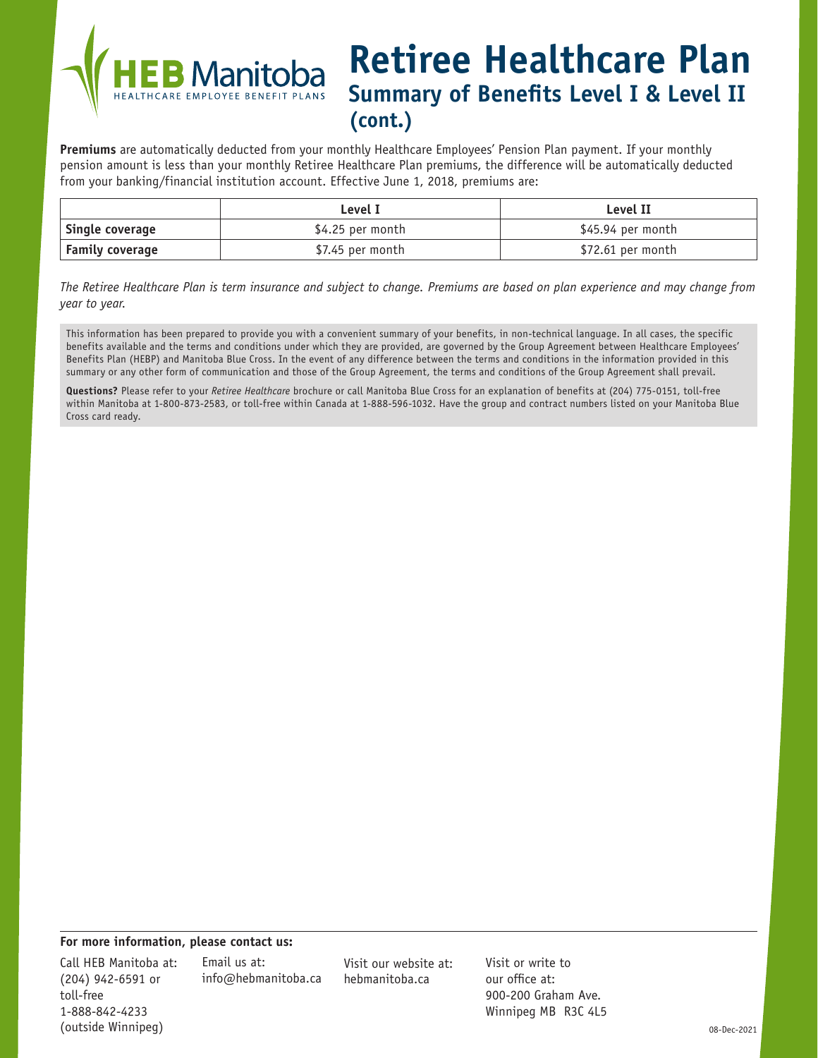# Retiree Healthcare Plan

## Summary of Benefits Level I & Level II (cont.)

**Premiums** are automatically deducted from your monthly Healthcare Employees' Pension Plan payment. If your monthly pension amount is less than your monthly Retiree Healthcare Plan premiums, the difference will be automatically deducted from your banking/financial institution account. Effective June 1, 2018, premiums are:

| | Level I | Level II |
|---|---|---|
| **Single coverage** | $4.25 per month | $45.94 per month |
| **Family coverage** | $7.45 per month | $72.61 per month |

*The Retiree Healthcare Plan is term insurance and subject to change. Premiums are based on plan experience and may change from year to year.*

This information has been prepared to provide you with a convenient summary of your benefits, in non-technical language. In all cases, the specific benefits available and the terms and conditions under which they are provided, are governed by the Group Agreement between Healthcare Employees' Benefits Plan (HEBP) and Manitoba Blue Cross. In the event of any difference between the terms and conditions in the information provided in this summary or any other form of communication and those of the Group Agreement, the terms and conditions of the Group Agreement shall prevail.

**Questions?** Please refer to your *Retiree Healthcare* brochure or call Manitoba Blue Cross for an explanation of benefits at (204) 775-0151, toll-free within Manitoba at 1-800-873-2583, or toll-free within Canada at 1-888-596-1032. Have the group and contract numbers listed on your Manitoba Blue Cross card ready.

**For more information, please contact us:**

Call HEB Manitoba at: (204) 942-6591 or toll-free 1-888-842-4233 (outside Winnipeg)

Email us at: info@hebmanitoba.ca

Visit our website at: hebmanitoba.ca

Visit or write to our office at: 900-200 Graham Ave. Winnipeg MB R3C 4L5

08-Dec-2021